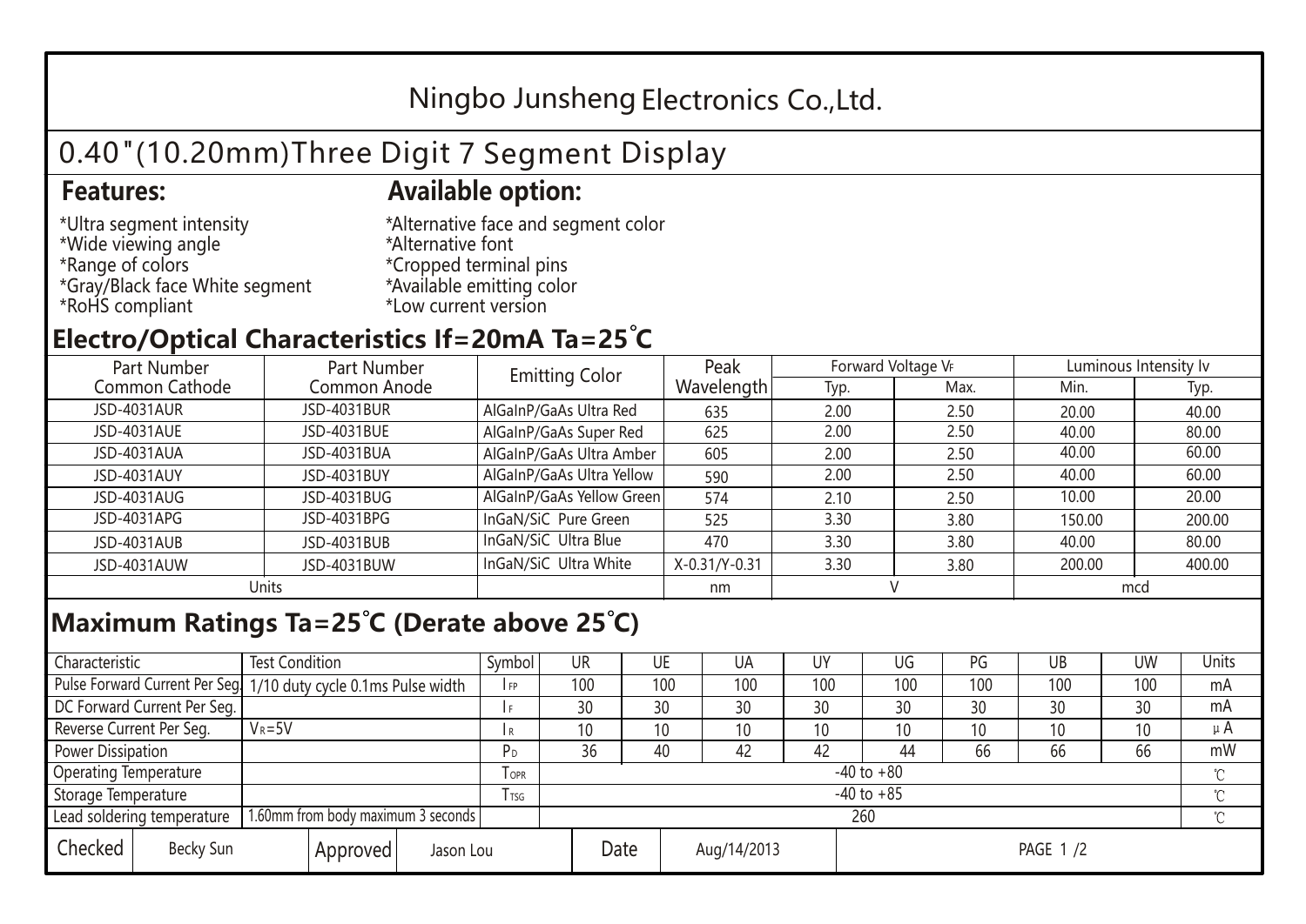# Ningbo Junsheng Electronics Co.,Ltd.

## 0.40"(10.20mm)Three Digit 7 Segment Display

### Features:

*Ultra segment intensity
*Wide viewing angle
*Range of colors
*Gray/Black face White segment
*RoHS compliant

### Available option:

*Alternative face and segment color
*Alternative font
*Cropped terminal pins
*Available emitting color
*Low current version

### Electro/Optical Characteristics If=20mA Ta=25°C

| Part Number Common Cathode | Part Number Common Anode | Emitting Color | Peak Wavelength | Forward Voltage $V_F$ | | Luminous Intensity Iv | |
|---|---|---|---|---|---|---|---|
| | | | | Typ. | Max. | Min. | Typ. |
| JSD-4031AUR | JSD-4031BUR | AlGaInP/GaAs Ultra Red | 635 | 2.00 | 2.50 | 20.00 | 40.00 |
| JSD-4031AUE | JSD-4031BUE | AlGaInP/GaAs Super Red | 625 | 2.00 | 2.50 | 40.00 | 80.00 |
| JSD-4031AUA | JSD-4031BUA | AlGaInP/GaAs Ultra Amber | 605 | 2.00 | 2.50 | 40.00 | 60.00 |
| JSD-4031AUY | JSD-4031BUY | AlGaInP/GaAs Ultra Yellow | 590 | 2.00 | 2.50 | 40.00 | 60.00 |
| JSD-4031AUG | JSD-4031BUG | AlGaInP/GaAs Yellow Green | 574 | 2.10 | 2.50 | 10.00 | 20.00 |
| JSD-4031APG | JSD-4031BPG | InGaN/SiC Pure Green | 525 | 3.30 | 3.80 | 150.00 | 200.00 |
| JSD-4031AUB | JSD-4031BUB | InGaN/SiC Ultra Blue | 470 | 3.30 | 3.80 | 40.00 | 80.00 |
| JSD-4031AUW | JSD-4031BUW | InGaN/SiC Ultra White | X-0.31/Y-0.31 | 3.30 | 3.80 | 200.00 | 400.00 |
| Units | | | nm | V | | mcd | |

### Maximum Ratings Ta=25°C (Derate above 25°C)

| Characteristic | Test Condition | Symbol | UR | UE | UA | UY | UG | PG | UB | UW | Units |
|---|---|---|---|---|---|---|---|---|---|---|---|
| Pulse Forward Current Per Seg. | 1/10 duty cycle 0.1ms Pulse width | $I_{FP}$ | 100 | 100 | 100 | 100 | 100 | 100 | 100 | 100 | mA |
| DC Forward Current Per Seg. | | $I_F$ | 30 | 30 | 30 | 30 | 30 | 30 | 30 | 30 | mA |
| Reverse Current Per Seg. | $V_R$=5V | $I_R$ | 10 | 10 | 10 | 10 | 10 | 10 | 10 | 10 | μA |
| Power Dissipation | | $P_D$ | 36 | 40 | 42 | 42 | 44 | 66 | 66 | 66 | mW |
| Operating Temperature | | $T_{OPR}$ | -40 to +80 | | | | | | | | ℃ |
| Storage Temperature | | $T_{TSG}$ | -40 to +85 | | | | | | | | ℃ |
| Lead soldering temperature | 1.60mm from body maximum 3 seconds | | 260 | | | | | | | | ℃ |

| Checked | Becky Sun | Approved | Jason Lou | Date | Aug/14/2013 |
|---|---|---|---|---|---|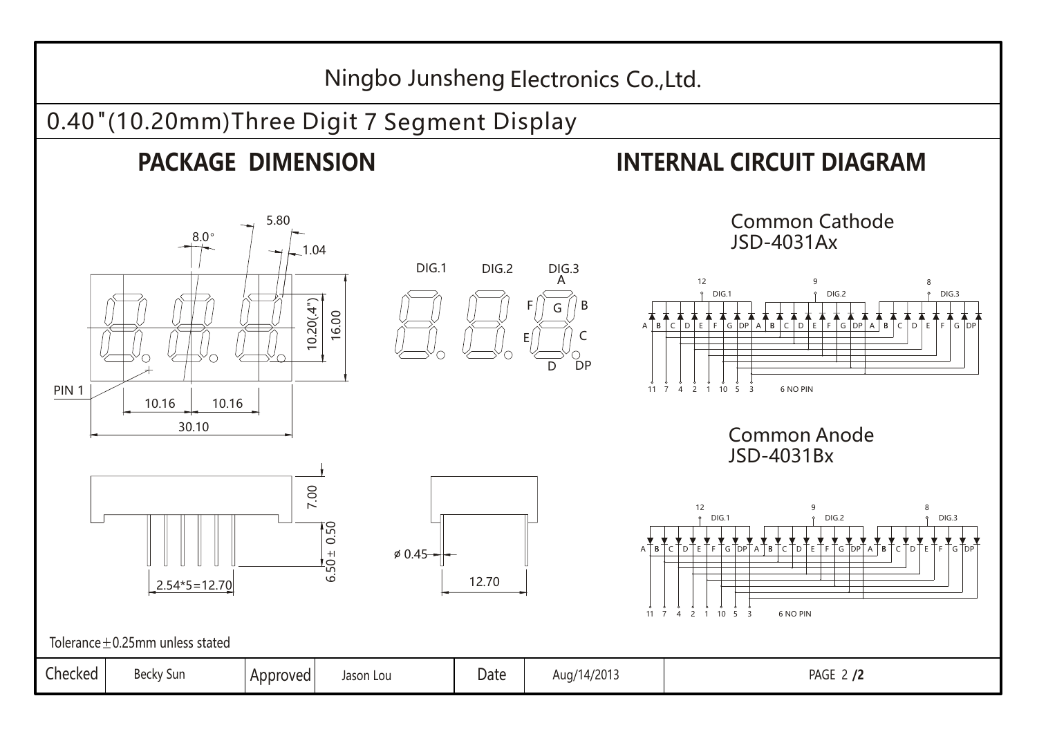Ningbo Junsheng Electronics Co.,Ltd.

# 0.40"(10.20mm)Three Digit 7 Segment Display

## PACKAGE DIMENSION

5.80

8.0°

1.04

10.20(.4")

16.00

PIN 1

10.16

10.16

30.10

DIG.1 DIG.2 DIG.3

A B C D E F G DP

7.00

6.50± 0.50

2.54*5=12.70

ø 0.45

12.70

Tolerance ± 0.25mm unless stated

## INTERNAL CIRCUIT DIAGRAM

### Common Cathode
### JSD-4031Ax

12 DIG.1 9 DIG.2 8 DIG.3

A B C D E F G DP A B C D E F G DP A B C D E F G DP

11 7 4 2 1 10 5 3 6 NO PIN

### Common Anode
### JSD-4031Bx

12 DIG.1 9 DIG.2 8 DIG.3

A B C D E F G DP A B C D E F G DP A B C D E F G DP

11 7 4 2 1 10 5 3 6 NO PIN

| Checked | Becky Sun | Approved | Jason Lou | Date | Aug/14/2013 |
|---|---|---|---|---|---|